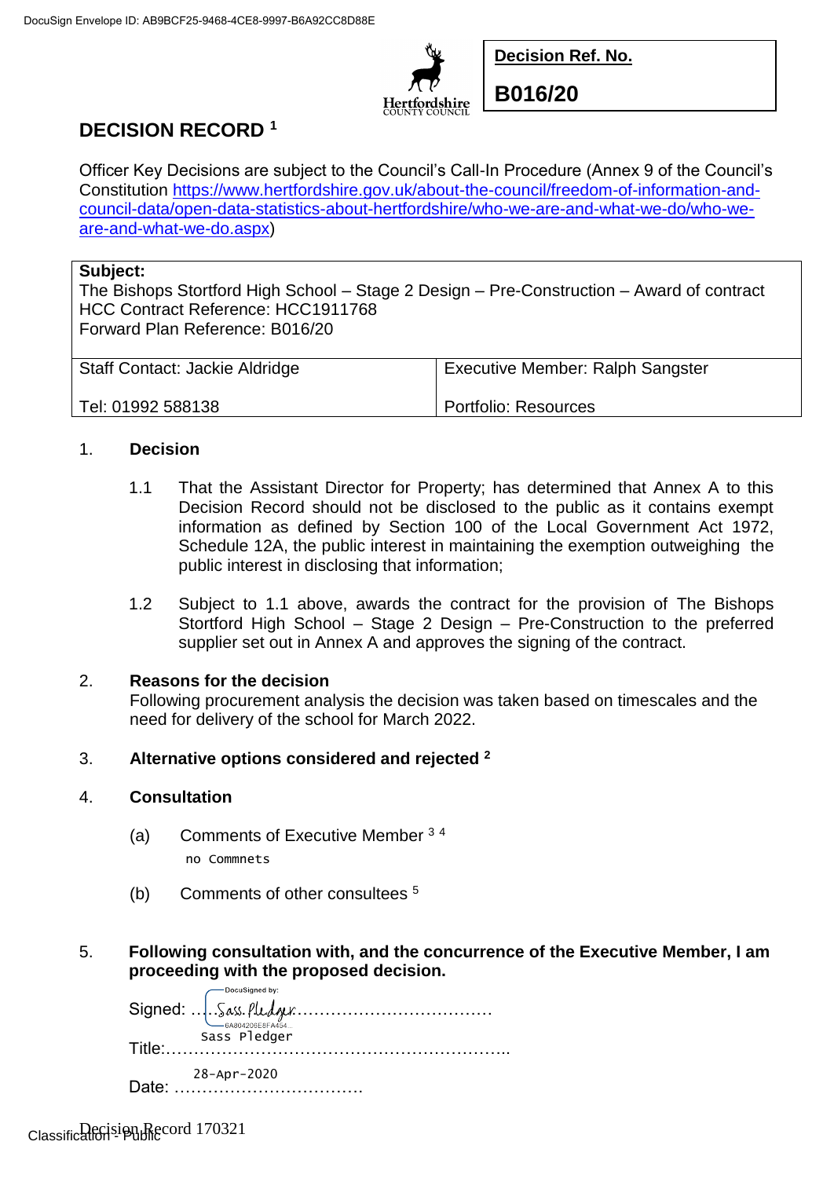DocuSign Envelope ID: AB9BCF25-9468-4CE8-9997-B6A92CC8D88E

Hertfordshire COUNTY COUNCIL

| **Decision Ref. No.** |
|---|
| **B016/20** |

# DECISION RECORD [1]

Officer Key Decisions are subject to the Council's Call-In Procedure (Annex 9 of the Council's Constitution [https://www.hertfordshire.gov.uk/about-the-council/freedom-of-information-and-council-data/open-data-statistics-about-hertfordshire/who-we-are-and-what-we-do/who-we-are-and-what-we-do.aspx](https://www.hertfordshire.gov.uk/about-the-council/freedom-of-information-and-council-data/open-data-statistics-about-hertfordshire/who-we-are-and-what-we-do/who-we-are-and-what-we-do.aspx))

| **Subject:** The Bishops Stortford High School – Stage 2 Design – Pre-Construction – Award of contract<br>HCC Contract Reference: HCC1911768<br>Forward Plan Reference: B016/20 | |
|---|---|
| Staff Contact: Jackie Aldridge<br>Tel: 01992 588138 | Executive Member: Ralph Sangster<br>Portfolio: Resources |

1. **Decision**

   1.1 That the Assistant Director for Property; has determined that Annex A to this Decision Record should not be disclosed to the public as it contains exempt information as defined by Section 100 of the Local Government Act 1972, Schedule 12A, the public interest in maintaining the exemption outweighing the public interest in disclosing that information;

   1.2 Subject to 1.1 above, awards the contract for the provision of The Bishops Stortford High School – Stage 2 Design – Pre-Construction to the preferred supplier set out in Annex A and approves the signing of the contract.

2. **Reasons for the decision**
   Following procurement analysis the decision was taken based on timescales and the need for delivery of the school for March 2022.

3. **Alternative options considered and rejected [2]**

4. **Consultation**

   (a) Comments of Executive Member [3] [4]
   no Commnets

   (b) Comments of other consultees [5]

5. **Following consultation with, and the concurrence of the Executive Member, I am proceeding with the proposed decision.**

   Signed: DocuSigned by: Sass Pledger (6A804206E8FA454...)

   Title: Sass Pledger

   Date: 28-Apr-2020

Decision Record 170321

Classification - Public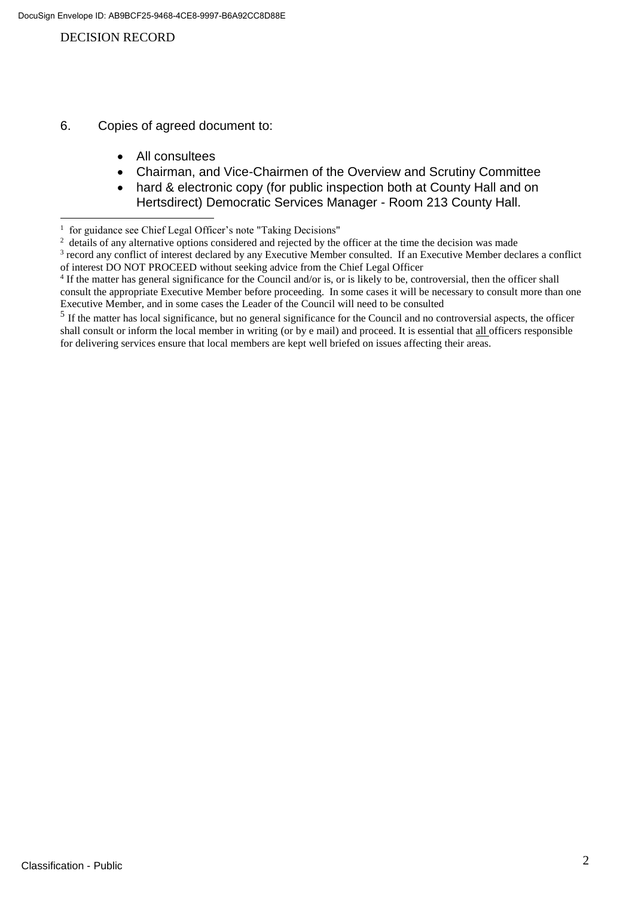DECISION RECORD

6. Copies of agreed document to:

   - All consultees
   - Chairman, and Vice-Chairmen of the Overview and Scrutiny Committee
   - hard & electronic copy (for public inspection both at County Hall and on Hertsdirect) Democratic Services Manager - Room 213 County Hall.

---

[1] for guidance see Chief Legal Officer's note "Taking Decisions"

[2] details of any alternative options considered and rejected by the officer at the time the decision was made

[3] record any conflict of interest declared by any Executive Member consulted. If an Executive Member declares a conflict of interest DO NOT PROCEED without seeking advice from the Chief Legal Officer

[4] If the matter has general significance for the Council and/or is, or is likely to be, controversial, then the officer shall consult the appropriate Executive Member before proceeding. In some cases it will be necessary to consult more than one Executive Member, and in some cases the Leader of the Council will need to be consulted

[5] If the matter has local significance, but no general significance for the Council and no controversial aspects, the officer shall consult or inform the local member in writing (or by e mail) and proceed. It is essential that all officers responsible for delivering services ensure that local members are kept well briefed on issues affecting their areas.

Classification - Public